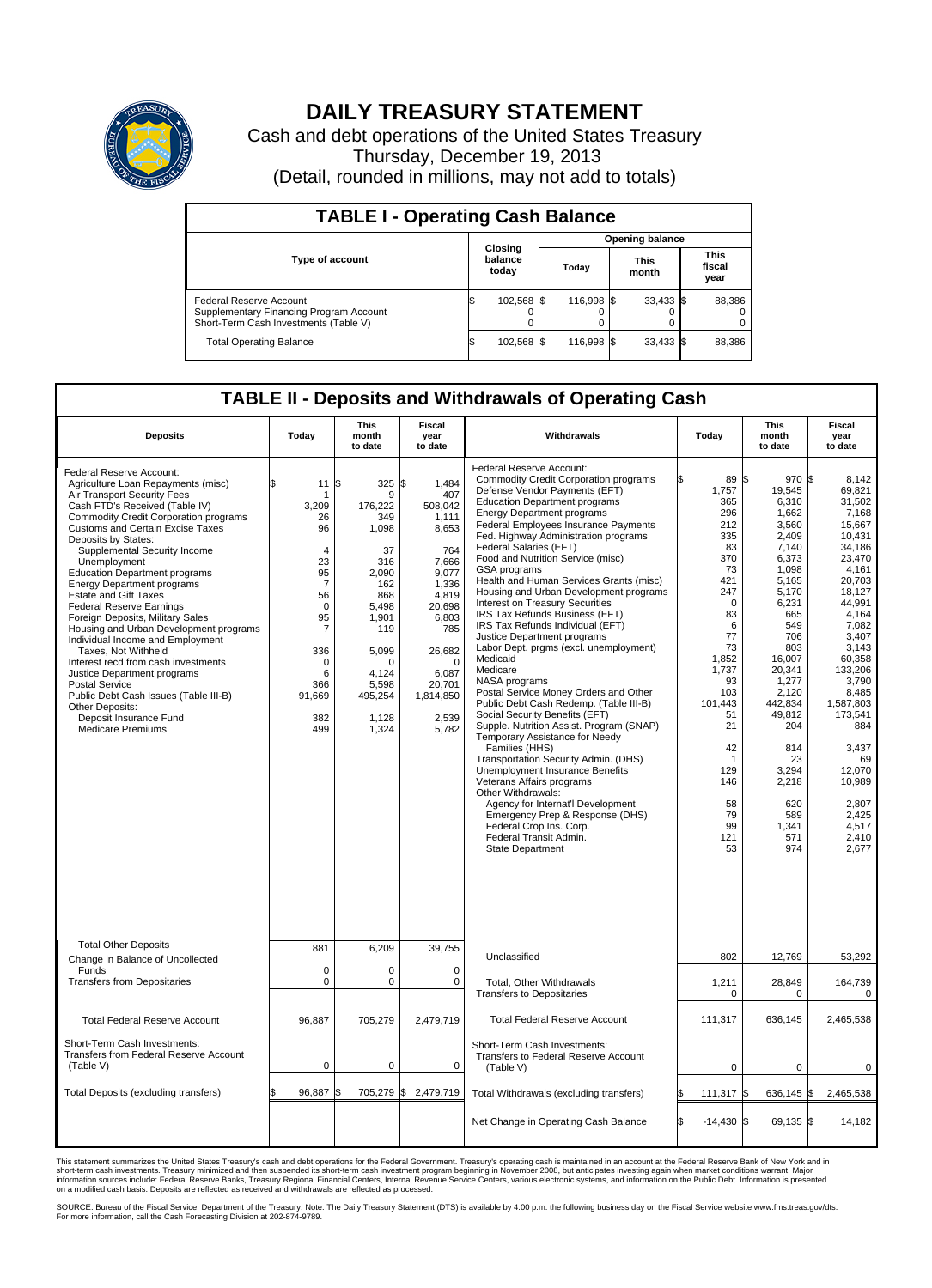# DAILY TREASURY STATEMENT

Cash and debt operations of the United States Treasury

Thursday, December 19, 2013

(Detail, rounded in millions, may not add to totals)

## TABLE I - Operating Cash Balance

| Type of account | Closing balance today | Opening balance Today | Opening balance This month | Opening balance This fiscal year |
|---|---|---|---|---|
| Federal Reserve Account | $ 102,568 | $ 116,998 | $ 33,433 | $ 88,386 |
| Supplementary Financing Program Account | 0 | 0 | 0 | 0 |
| Short-Term Cash Investments (Table V) | 0 | 0 | 0 | 0 |
| Total Operating Balance | $ 102,568 | $ 116,998 | $ 33,433 | $ 88,386 |

## TABLE II - Deposits and Withdrawals of Operating Cash

| Deposits | Today | This month to date | Fiscal year to date | Withdrawals | Today | This month to date | Fiscal year to date |
|---|---|---|---|---|---|---|---|
| Federal Reserve Account: | | | | Federal Reserve Account: | | | |
| Agriculture Loan Repayments (misc) | $ 11 | $ 325 | $ 1,484 | Commodity Credit Corporation programs | $ 89 | $ 970 | $ 8,142 |
| Air Transport Security Fees | 1 | 9 | 407 | Defense Vendor Payments (EFT) | 1,757 | 19,545 | 69,821 |
| Cash FTD's Received (Table IV) | 3,209 | 176,222 | 508,042 | Education Department programs | 365 | 6,310 | 31,502 |
| Commodity Credit Corporation programs | 26 | 349 | 1,111 | Energy Department programs | 296 | 1,662 | 7,168 |
| Customs and Certain Excise Taxes | 96 | 1,098 | 8,653 | Federal Employees Insurance Payments | 212 | 3,560 | 15,667 |
| Deposits by States: | | | | Fed. Highway Administration programs | 335 | 2,409 | 10,431 |
| Supplemental Security Income | 4 | 37 | 764 | Federal Salaries (EFT) | 83 | 7,140 | 34,186 |
| Unemployment | 23 | 316 | 7,666 | Food and Nutrition Service (misc) | 370 | 6,373 | 23,470 |
| Education Department programs | 95 | 2,090 | 9,077 | GSA programs | 73 | 1,098 | 4,161 |
| Energy Department programs | 7 | 162 | 1,336 | Health and Human Services Grants (misc) | 421 | 5,165 | 20,703 |
| Estate and Gift Taxes | 56 | 868 | 4,819 | Housing and Urban Development programs | 247 | 5,170 | 18,127 |
| Federal Reserve Earnings | 0 | 5,498 | 20,698 | Interest on Treasury Securities | 0 | 6,231 | 44,991 |
| Foreign Deposits, Military Sales | 95 | 1,901 | 6,803 | IRS Tax Refunds Business (EFT) | 83 | 665 | 4,164 |
| Housing and Urban Development programs | 7 | 119 | 785 | IRS Tax Refunds Individual (EFT) | 6 | 549 | 7,082 |
| Individual Income and Employment Taxes, Not Withheld | 336 | 5,099 | 26,682 | Justice Department programs | 77 | 706 | 3,407 |
| Interest recd from cash investments | 0 | 0 | 0 | Labor Dept. prgms (excl. unemployment) | 73 | 803 | 3,143 |
| Justice Department programs | 6 | 4,124 | 6,087 | Medicaid | 1,852 | 16,007 | 60,358 |
| Postal Service | 366 | 5,598 | 20,701 | Medicare | 1,737 | 20,341 | 133,206 |
| Public Debt Cash Issues (Table III-B) | 91,669 | 495,254 | 1,814,850 | NASA programs | 93 | 1,277 | 3,790 |
| Other Deposits: | | | | Postal Service Money Orders and Other | 103 | 2,120 | 8,485 |
| Deposit Insurance Fund | 382 | 1,128 | 2,539 | Public Debt Cash Redemp. (Table III-B) | 101,443 | 442,834 | 1,587,803 |
| Medicare Premiums | 499 | 1,324 | 5,782 | Social Security Benefits (EFT) | 51 | 49,812 | 173,541 |
| | | | | Supple. Nutrition Assist. Program (SNAP) | 21 | 204 | 884 |
| | | | | Temporary Assistance for Needy Families (HHS) | 42 | 814 | 3,437 |
| | | | | Transportation Security Admin. (DHS) | 1 | 23 | 69 |
| | | | | Unemployment Insurance Benefits | 129 | 3,294 | 12,070 |
| | | | | Veterans Affairs programs | 146 | 2,218 | 10,989 |
| | | | | Other Withdrawals: | | | |
| | | | | Agency for Internat'l Development | 58 | 620 | 2,807 |
| | | | | Emergency Prep & Response (DHS) | 79 | 589 | 2,425 |
| | | | | Federal Crop Ins. Corp. | 99 | 1,341 | 4,517 |
| | | | | Federal Transit Admin. | 121 | 571 | 2,410 |
| | | | | State Department | 53 | 974 | 2,677 |
| Total Other Deposits | 881 | 6,209 | 39,755 | Unclassified | 802 | 12,769 | 53,292 |
| Change in Balance of Uncollected Funds | 0 | 0 | 0 | | | | |
| Transfers from Depositaries | 0 | 0 | 0 | Total, Other Withdrawals | 1,211 | 28,849 | 164,739 |
| | | | | Transfers to Depositaries | 0 | 0 | 0 |
| Total Federal Reserve Account | 96,887 | 705,279 | 2,479,719 | Total Federal Reserve Account | 111,317 | 636,145 | 2,465,538 |
| Short-Term Cash Investments: Transfers from Federal Reserve Account (Table V) | 0 | 0 | 0 | Short-Term Cash Investments: Transfers to Federal Reserve Account (Table V) | 0 | 0 | 0 |
| Total Deposits (excluding transfers) | $ 96,887 | $ 705,279 | $ 2,479,719 | Total Withdrawals (excluding transfers) | $ 111,317 | $ 636,145 | $ 2,465,538 |
| | | | | Net Change in Operating Cash Balance | $ -14,430 | $ 69,135 | $ 14,182 |

This statement summarizes the United States Treasury's cash and debt operations for the Federal Government. Treasury's operating cash is maintained in an account at the Federal Reserve Bank of New York and in short-term cash investments. Treasury minimized and then suspended its short-term cash investment program beginning in November 2008, but anticipates investing again when market conditions warrant. Major information sources include: Federal Reserve Banks, Treasury Regional Financial Centers, Internal Revenue Service Centers, various electronic systems, and information on the Public Debt. Information is presented on a modified cash basis. Deposits are reflected as received and withdrawals are reflected as processed.

SOURCE: Bureau of the Fiscal Service, Department of the Treasury. Note: The Daily Treasury Statement (DTS) is available by 4:00 p.m. the following business day on the Fiscal Service website www.fms.treas.gov/dts. For more information, call the Cash Forecasting Division at 202-874-9789.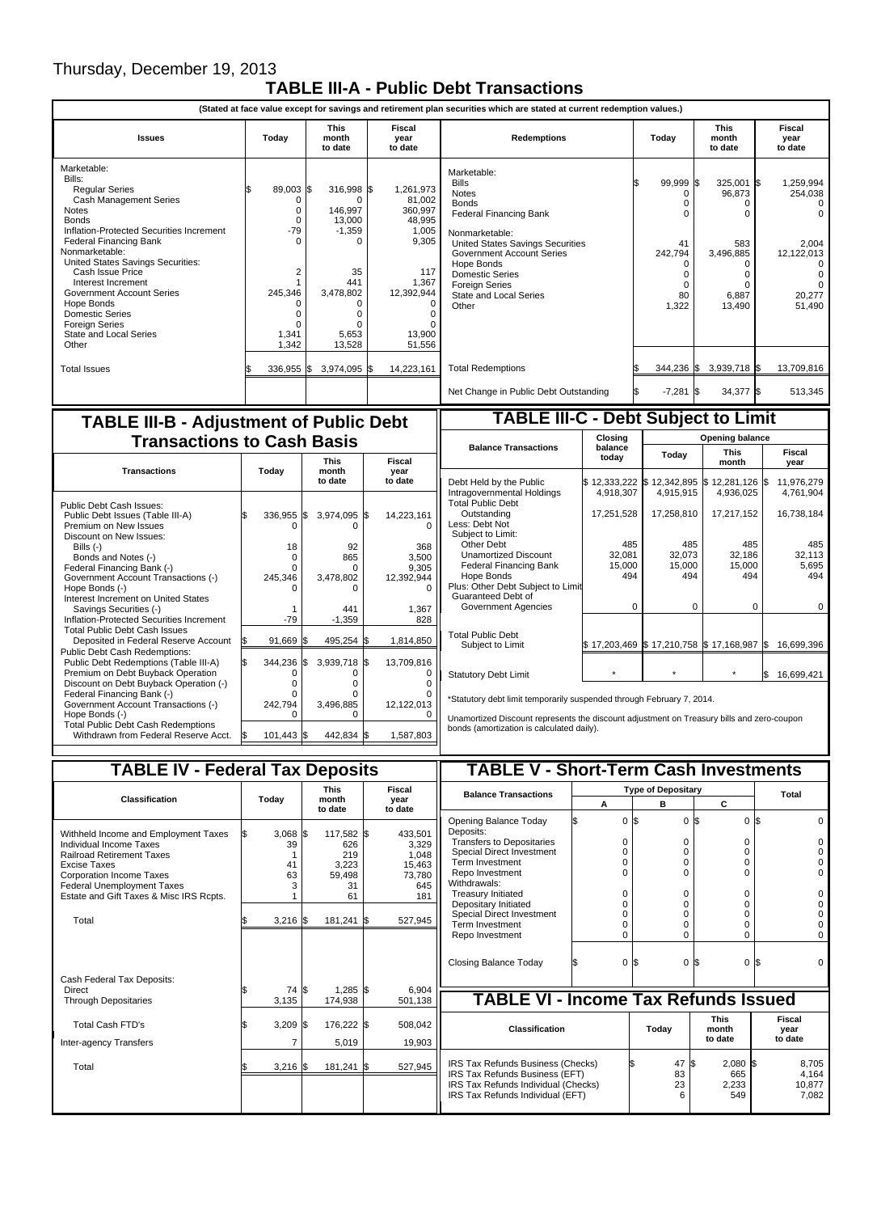Thursday, December 19, 2013

# TABLE III-A - Public Debt Transactions

(Stated at face value except for savings and retirement plan securities which are stated at current redemption values.)

| Issues | Today | This month to date | Fiscal year to date |
|---|---|---|---|
| Marketable: | | | |
| Bills: | | | |
| Regular Series | $ 89,003 | $ 316,998 | $ 1,261,973 |
| Cash Management Series | 0 | 0 | 81,002 |
| Notes | 0 | 146,997 | 360,997 |
| Bonds | 0 | 13,000 | 48,995 |
| Inflation-Protected Securities Increment | -79 | -1,359 | 1,005 |
| Federal Financing Bank | 0 | 0 | 9,305 |
| Nonmarketable: | | | |
| United States Savings Securities: | | | |
| Cash Issue Price | 2 | 35 | 117 |
| Interest Increment | 1 | 441 | 1,367 |
| Government Account Series | 245,346 | 3,478,802 | 12,392,944 |
| Hope Bonds | 0 | 0 | 0 |
| Domestic Series | 0 | 0 | 0 |
| Foreign Series | 0 | 0 | 0 |
| State and Local Series | 1,341 | 5,653 | 13,900 |
| Other | 1,342 | 13,528 | 51,556 |
| Total Issues | $ 336,955 | $ 3,974,095 | $ 14,223,161 |

| Redemptions | Today | This month to date | Fiscal year to date |
|---|---|---|---|
| Marketable: | | | |
| Bills | $ 99,999 | $ 325,001 | $ 1,259,994 |
| Notes | 0 | 96,873 | 254,038 |
| Bonds | 0 | 0 | 0 |
| Federal Financing Bank | 0 | 0 | 0 |
| Nonmarketable: | | | |
| United States Savings Securities | 41 | 583 | 2,004 |
| Government Account Series | 242,794 | 3,496,885 | 12,122,013 |
| Hope Bonds | 0 | 0 | 0 |
| Domestic Series | 0 | 0 | 0 |
| Foreign Series | 0 | 0 | 0 |
| State and Local Series | 80 | 6,887 | 20,277 |
| Other | 1,322 | 13,490 | 51,490 |
| Total Redemptions | $ 344,236 | $ 3,939,718 | $ 13,709,816 |
| Net Change in Public Debt Outstanding | $ -7,281 | $ 34,377 | $ 513,345 |

# TABLE III-B - Adjustment of Public Debt Transactions to Cash Basis

| Transactions | Today | This month to date | Fiscal year to date |
|---|---|---|---|
| Public Debt Cash Issues: | | | |
| Public Debt Issues (Table III-A) | $ 336,955 | $ 3,974,095 | $ 14,223,161 |
| Premium on New Issues | 0 | 0 | 0 |
| Discount on New Issues: | | | |
| Bills (-) | 18 | 92 | 368 |
| Bonds and Notes (-) | 0 | 865 | 3,500 |
| Federal Financing Bank (-) | 0 | 0 | 9,305 |
| Government Account Transactions (-) | 245,346 | 3,478,802 | 12,392,944 |
| Hope Bonds (-) | 0 | 0 | 0 |
| Interest Increment on United States Savings Securities (-) | 1 | 441 | 1,367 |
| Inflation-Protected Securities Increment | -79 | -1,359 | 828 |
| Total Public Debt Cash Issues Deposited in Federal Reserve Account | $ 91,669 | $ 495,254 | $ 1,814,850 |
| Public Debt Cash Redemptions: | | | |
| Public Debt Redemptions (Table III-A) | $ 344,236 | $ 3,939,718 | $ 13,709,816 |
| Premium on Debt Buyback Operation | 0 | 0 | 0 |
| Discount on Debt Buyback Operation (-) | 0 | 0 | 0 |
| Federal Financing Bank (-) | 0 | 0 | 0 |
| Government Account Transactions (-) | 242,794 | 3,496,885 | 12,122,013 |
| Hope Bonds (-) | 0 | 0 | 0 |
| Total Public Debt Cash Redemptions Withdrawn from Federal Reserve Acct. | $ 101,443 | $ 442,834 | $ 1,587,803 |

# TABLE III-C - Debt Subject to Limit

| Balance Transactions | Closing balance today | Opening balance Today | Opening balance This month | Opening balance Fiscal year |
|---|---|---|---|---|
| Debt Held by the Public | $ 12,333,222 | $ 12,342,895 | $ 12,281,126 | $ 11,976,279 |
| Intragovernmental Holdings | 4,918,307 | 4,915,915 | 4,936,025 | 4,761,904 |
| Total Public Debt Outstanding | 17,251,528 | 17,258,810 | 17,217,152 | 16,738,184 |
| Less: Debt Not Subject to Limit: | | | | |
| Other Debt | 485 | 485 | 485 | 485 |
| Unamortized Discount | 32,081 | 32,073 | 32,186 | 32,113 |
| Federal Financing Bank | 15,000 | 15,000 | 15,000 | 5,695 |
| Hope Bonds | 494 | 494 | 494 | 494 |
| Plus: Other Debt Subject to Limit | | | | |
| Guaranteed Debt of Government Agencies | 0 | 0 | 0 | 0 |
| Total Public Debt Subject to Limit | $ 17,203,469 | $ 17,210,758 | $ 17,168,987 | $ 16,699,396 |
| Statutory Debt Limit | * | * | * | $ 16,699,421 |

*Statutory debt limit temporarily suspended through February 7, 2014.

Unamortized Discount represents the discount adjustment on Treasury bills and zero-coupon bonds (amortization is calculated daily).

# TABLE IV - Federal Tax Deposits

| Classification | Today | This month to date | Fiscal year to date |
|---|---|---|---|
| Withheld Income and Employment Taxes | $ 3,068 | $ 117,582 | $ 433,501 |
| Individual Income Taxes | 39 | 626 | 3,329 |
| Railroad Retirement Taxes | 1 | 219 | 1,048 |
| Excise Taxes | 41 | 3,223 | 15,463 |
| Corporation Income Taxes | 63 | 59,498 | 73,780 |
| Federal Unemployment Taxes | 3 | 31 | 645 |
| Estate and Gift Taxes & Misc IRS Rcpts. | 1 | 61 | 181 |
| Total | $ 3,216 | $ 181,241 | $ 527,945 |
| Cash Federal Tax Deposits: | | | |
| Direct | $ 74 | $ 1,285 | $ 6,904 |
| Through Depositaries | 3,135 | 174,938 | 501,138 |
| Total Cash FTD's | $ 3,209 | $ 176,222 | $ 508,042 |
| Inter-agency Transfers | 7 | 5,019 | 19,903 |
| Total | $ 3,216 | $ 181,241 | $ 527,945 |

# TABLE V - Short-Term Cash Investments

| Balance Transactions | Type of Depositary A | Type of Depositary B | Type of Depositary C | Total |
|---|---|---|---|---|
| Opening Balance Today | $ 0 | $ 0 | $ 0 | $ 0 |
| Deposits: | | | | |
| Transfers to Depositaries | 0 | 0 | 0 | 0 |
| Special Direct Investment | 0 | 0 | 0 | 0 |
| Term Investment | 0 | 0 | 0 | 0 |
| Repo Investment | 0 | 0 | 0 | 0 |
| Withdrawals: | | | | |
| Treasury Initiated | 0 | 0 | 0 | 0 |
| Depositary Initiated | 0 | 0 | 0 | 0 |
| Special Direct Investment | 0 | 0 | 0 | 0 |
| Term Investment | 0 | 0 | 0 | 0 |
| Repo Investment | 0 | 0 | 0 | 0 |
| Closing Balance Today | $ 0 | $ 0 | $ 0 | $ 0 |

# TABLE VI - Income Tax Refunds Issued

| Classification | Today | This month to date | Fiscal year to date |
|---|---|---|---|
| IRS Tax Refunds Business (Checks) | $ 47 | $ 2,080 | $ 8,705 |
| IRS Tax Refunds Business (EFT) | 83 | 665 | 4,164 |
| IRS Tax Refunds Individual (Checks) | 23 | 2,233 | 10,877 |
| IRS Tax Refunds Individual (EFT) | 6 | 549 | 7,082 |